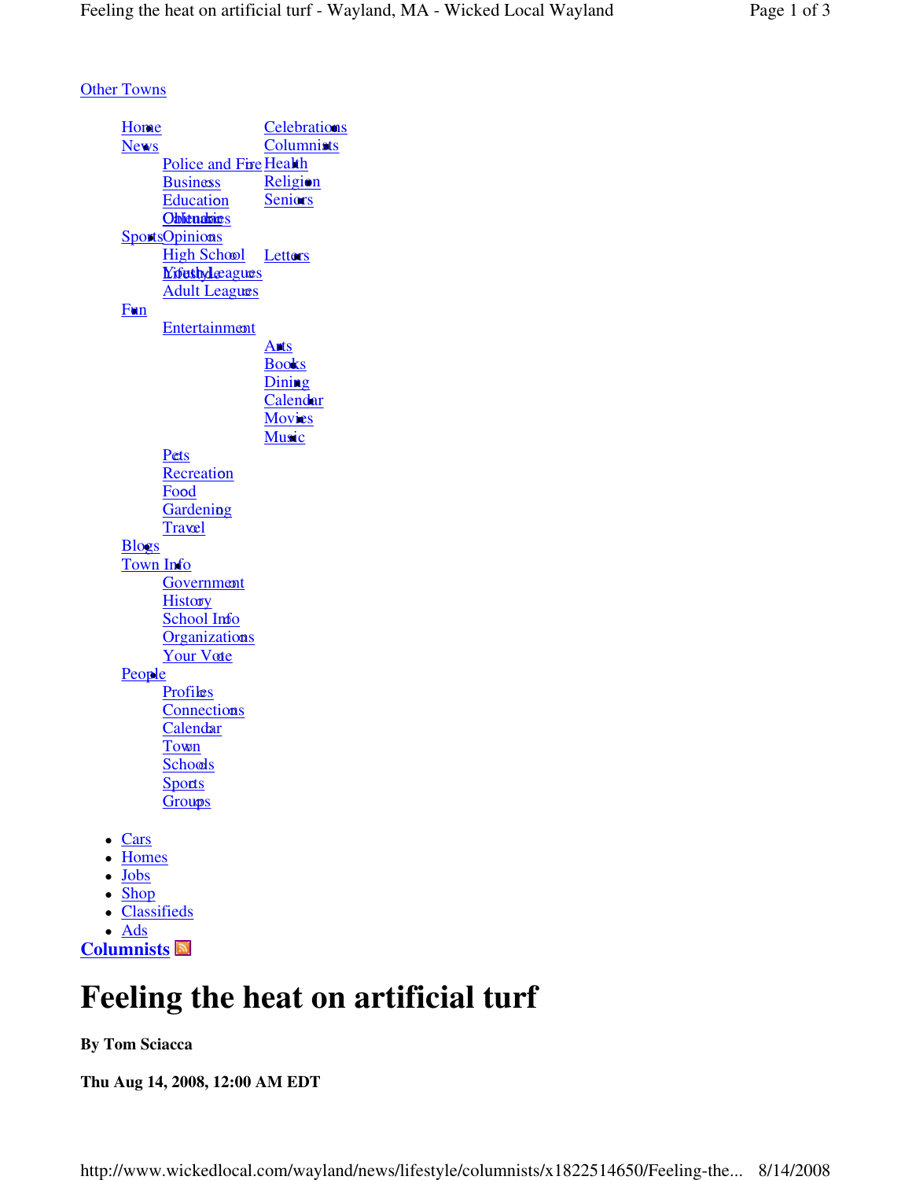Other Towns

- Home
- News
  - Police and Fire
  - Business
  - Education
  - Obituaries
  - Calendar
- Sports
  - High School
  - Youth Leagues
  - Adult Leagues
- Fun
  - Entertainment
    - Arts
    - Books
    - Dining
    - Calendar
    - Movies
    - Music
  - Pets
  - Recreation
  - Food
  - Gardening
  - Travel
- Blogs
- Town Info
  - Government
  - History
  - School Info
  - Organizations
  - Your Vote
- People
  - Profiles
  - Connections
  - Calendar
  - Town
  - Schools
  - Sports
  - Groups
- Celebrations
- Columnists
- Health
- Religion
- Seniors
- Opinions
  - Letters
- Lifestyle

- Cars
- Homes
- Jobs
- Shop
- Classifieds
- Ads

**Columnists**

# Feeling the heat on artificial turf

**By Tom Sciacca**

**Thu Aug 14, 2008, 12:00 AM EDT**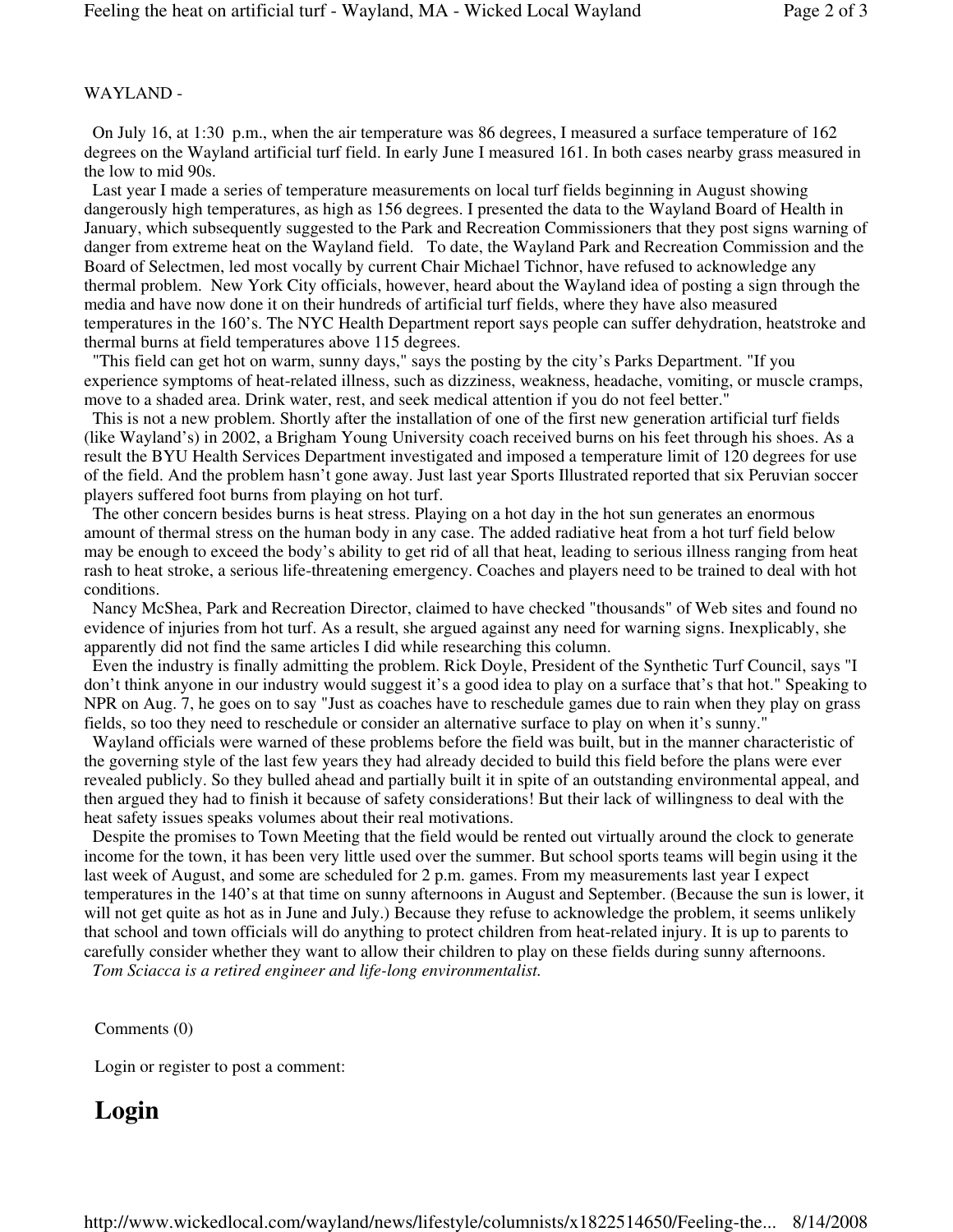WAYLAND -

On July 16, at 1:30 p.m., when the air temperature was 86 degrees, I measured a surface temperature of 162 degrees on the Wayland artificial turf field. In early June I measured 161. In both cases nearby grass measured in the low to mid 90s.

Last year I made a series of temperature measurements on local turf fields beginning in August showing dangerously high temperatures, as high as 156 degrees. I presented the data to the Wayland Board of Health in January, which subsequently suggested to the Park and Recreation Commissioners that they post signs warning of danger from extreme heat on the Wayland field. To date, the Wayland Park and Recreation Commission and the Board of Selectmen, led most vocally by current Chair Michael Tichnor, have refused to acknowledge any thermal problem. New York City officials, however, heard about the Wayland idea of posting a sign through the media and have now done it on their hundreds of artificial turf fields, where they have also measured temperatures in the 160's. The NYC Health Department report says people can suffer dehydration, heatstroke and thermal burns at field temperatures above 115 degrees.

"This field can get hot on warm, sunny days," says the posting by the city's Parks Department. "If you experience symptoms of heat-related illness, such as dizziness, weakness, headache, vomiting, or muscle cramps, move to a shaded area. Drink water, rest, and seek medical attention if you do not feel better."

This is not a new problem. Shortly after the installation of one of the first new generation artificial turf fields (like Wayland's) in 2002, a Brigham Young University coach received burns on his feet through his shoes. As a result the BYU Health Services Department investigated and imposed a temperature limit of 120 degrees for use of the field. And the problem hasn't gone away. Just last year Sports Illustrated reported that six Peruvian soccer players suffered foot burns from playing on hot turf.

The other concern besides burns is heat stress. Playing on a hot day in the hot sun generates an enormous amount of thermal stress on the human body in any case. The added radiative heat from a hot turf field below may be enough to exceed the body's ability to get rid of all that heat, leading to serious illness ranging from heat rash to heat stroke, a serious life-threatening emergency. Coaches and players need to be trained to deal with hot conditions.

Nancy McShea, Park and Recreation Director, claimed to have checked "thousands" of Web sites and found no evidence of injuries from hot turf. As a result, she argued against any need for warning signs. Inexplicably, she apparently did not find the same articles I did while researching this column.

Even the industry is finally admitting the problem. Rick Doyle, President of the Synthetic Turf Council, says "I don't think anyone in our industry would suggest it's a good idea to play on a surface that's that hot." Speaking to NPR on Aug. 7, he goes on to say "Just as coaches have to reschedule games due to rain when they play on grass fields, so too they need to reschedule or consider an alternative surface to play on when it's sunny."

Wayland officials were warned of these problems before the field was built, but in the manner characteristic of the governing style of the last few years they had already decided to build this field before the plans were ever revealed publicly. So they bulled ahead and partially built it in spite of an outstanding environmental appeal, and then argued they had to finish it because of safety considerations! But their lack of willingness to deal with the heat safety issues speaks volumes about their real motivations.

Despite the promises to Town Meeting that the field would be rented out virtually around the clock to generate income for the town, it has been very little used over the summer. But school sports teams will begin using it the last week of August, and some are scheduled for 2 p.m. games. From my measurements last year I expect temperatures in the 140's at that time on sunny afternoons in August and September. (Because the sun is lower, it will not get quite as hot as in June and July.) Because they refuse to acknowledge the problem, it seems unlikely that school and town officials will do anything to protect children from heat-related injury. It is up to parents to carefully consider whether they want to allow their children to play on these fields during sunny afternoons.

*Tom Sciacca is a retired engineer and life-long environmentalist.*

Comments (0)

Login or register to post a comment:

## Login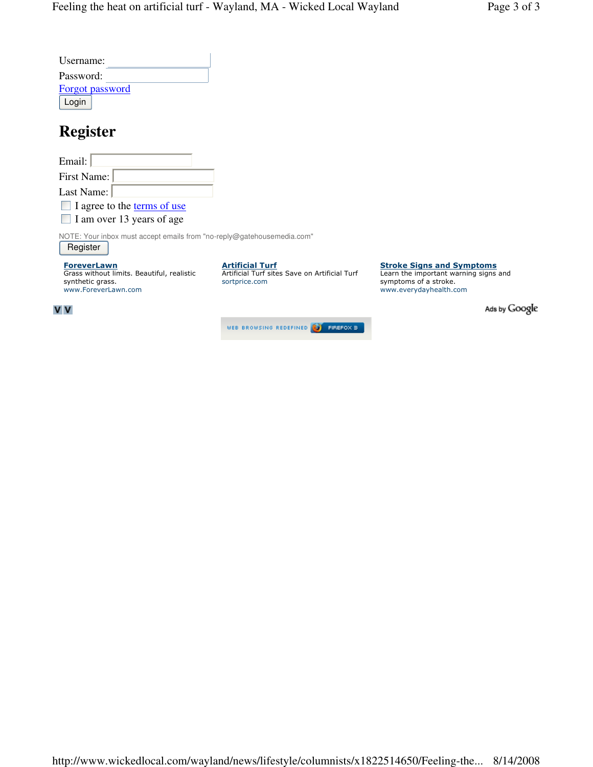Username:

Password:

Forgot password

Login

## Register

Email:

First Name:

Last Name:

I agree to the terms of use

I am over 13 years of age

NOTE: Your inbox must accept emails from "no-reply@gatehousemedia.com"

Register

**ForeverLawn**
Grass without limits. Beautiful, realistic synthetic grass.
www.ForeverLawn.com

**Artificial Turf**
Artificial Turf sites Save on Artificial Turf
sortprice.com

**Stroke Signs and Symptoms**
Learn the important warning signs and symptoms of a stroke.
www.everydayhealth.com

Ads by Google

WEB BROWSING REDEFINED FIREFOX 3